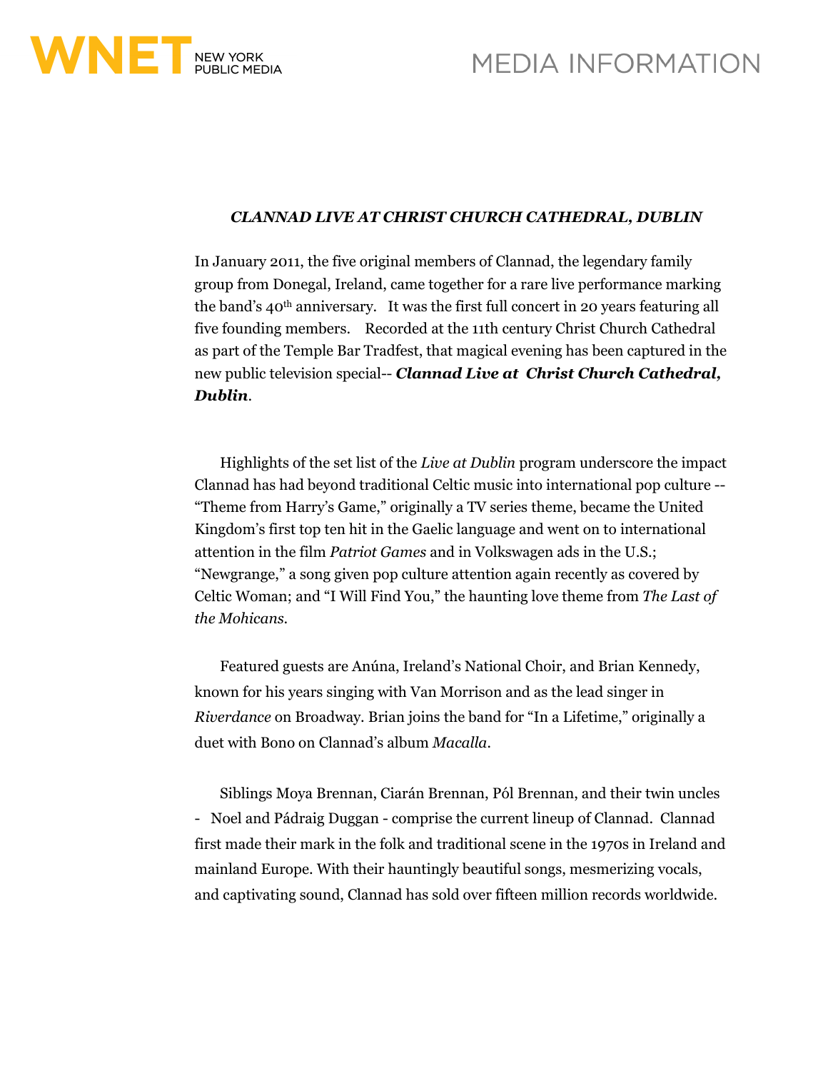WNET NEW YORK PUBLIC MEDIA

MEDIA INFORMATION

***CLANNAD LIVE AT CHRIST CHURCH CATHEDRAL, DUBLIN***

In January 2011, the five original members of Clannad, the legendary family group from Donegal, Ireland, came together for a rare live performance marking the band's 40th anniversary. It was the first full concert in 20 years featuring all five founding members. Recorded at the 11th century Christ Church Cathedral as part of the Temple Bar Tradfest, that magical evening has been captured in the new public television special-- ***Clannad Live at Christ Church Cathedral, Dublin***.

Highlights of the set list of the *Live at Dublin* program underscore the impact Clannad has had beyond traditional Celtic music into international pop culture -- "Theme from Harry's Game," originally a TV series theme, became the United Kingdom's first top ten hit in the Gaelic language and went on to international attention in the film *Patriot Games* and in Volkswagen ads in the U.S.; "Newgrange," a song given pop culture attention again recently as covered by Celtic Woman; and "I Will Find You," the haunting love theme from *The Last of the Mohicans*.

Featured guests are Anúna, Ireland's National Choir, and Brian Kennedy, known for his years singing with Van Morrison and as the lead singer in *Riverdance* on Broadway. Brian joins the band for "In a Lifetime," originally a duet with Bono on Clannad's album *Macalla*.

Siblings Moya Brennan, Ciarán Brennan, Pól Brennan, and their twin uncles - Noel and Pádraig Duggan - comprise the current lineup of Clannad. Clannad first made their mark in the folk and traditional scene in the 1970s in Ireland and mainland Europe. With their hauntingly beautiful songs, mesmerizing vocals, and captivating sound, Clannad has sold over fifteen million records worldwide.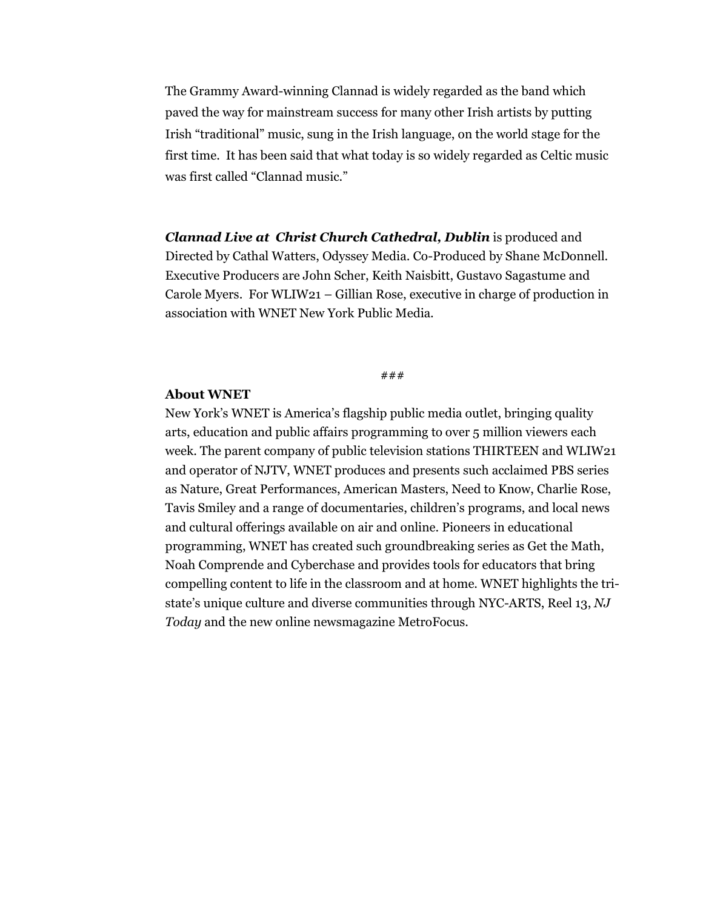The Grammy Award-winning Clannad is widely regarded as the band which paved the way for mainstream success for many other Irish artists by putting Irish "traditional" music, sung in the Irish language, on the world stage for the first time. It has been said that what today is so widely regarded as Celtic music was first called "Clannad music."

***Clannad Live at Christ Church Cathedral, Dublin*** is produced and Directed by Cathal Watters, Odyssey Media. Co-Produced by Shane McDonnell. Executive Producers are John Scher, Keith Naisbitt, Gustavo Sagastume and Carole Myers. For WLIW21 – Gillian Rose, executive in charge of production in association with WNET New York Public Media.

###

**About WNET**

New York's WNET is America's flagship public media outlet, bringing quality arts, education and public affairs programming to over 5 million viewers each week. The parent company of public television stations THIRTEEN and WLIW21 and operator of NJTV, WNET produces and presents such acclaimed PBS series as Nature, Great Performances, American Masters, Need to Know, Charlie Rose, Tavis Smiley and a range of documentaries, children's programs, and local news and cultural offerings available on air and online. Pioneers in educational programming, WNET has created such groundbreaking series as Get the Math, Noah Comprende and Cyberchase and provides tools for educators that bring compelling content to life in the classroom and at home. WNET highlights the tri-state's unique culture and diverse communities through NYC-ARTS, Reel 13, *NJ Today* and the new online newsmagazine MetroFocus.